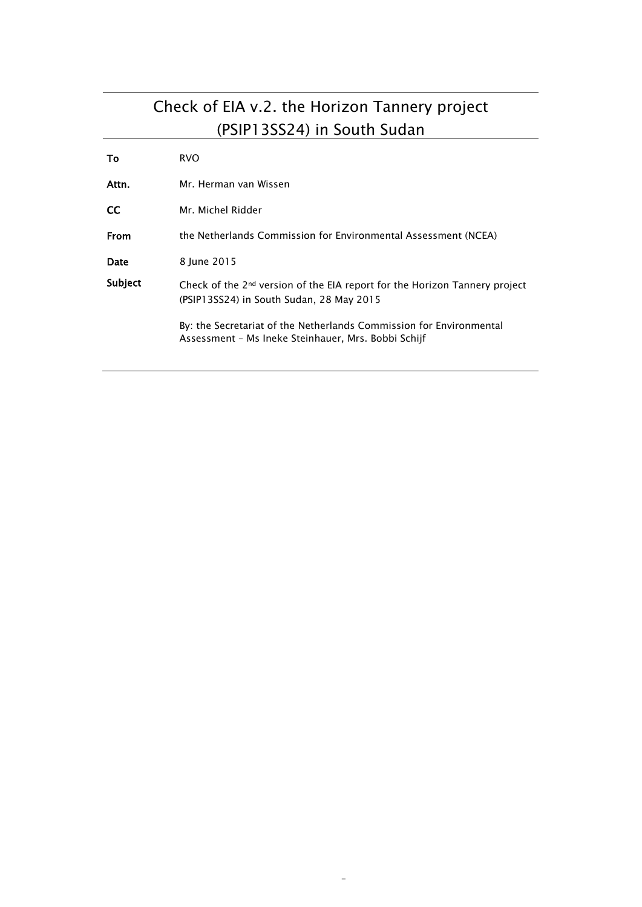# Check of EIA v.2. the Horizon Tannery project (PSIP13SS24) in South Sudan

| | |
|---|---|
| **To** | RVO |
| **Attn.** | Mr. Herman van Wissen |
| **CC** | Mr. Michel Ridder |
| **From** | the Netherlands Commission for Environmental Assessment (NCEA) |
| **Date** | 8 June 2015 |
| **Subject** | Check of the 2nd version of the EIA report for the Horizon Tannery project (PSIP13SS24) in South Sudan, 28 May 2015<br><br>By: the Secretariat of the Netherlands Commission for Environmental Assessment – Ms Ineke Steinhauer, Mrs. Bobbi Schijf |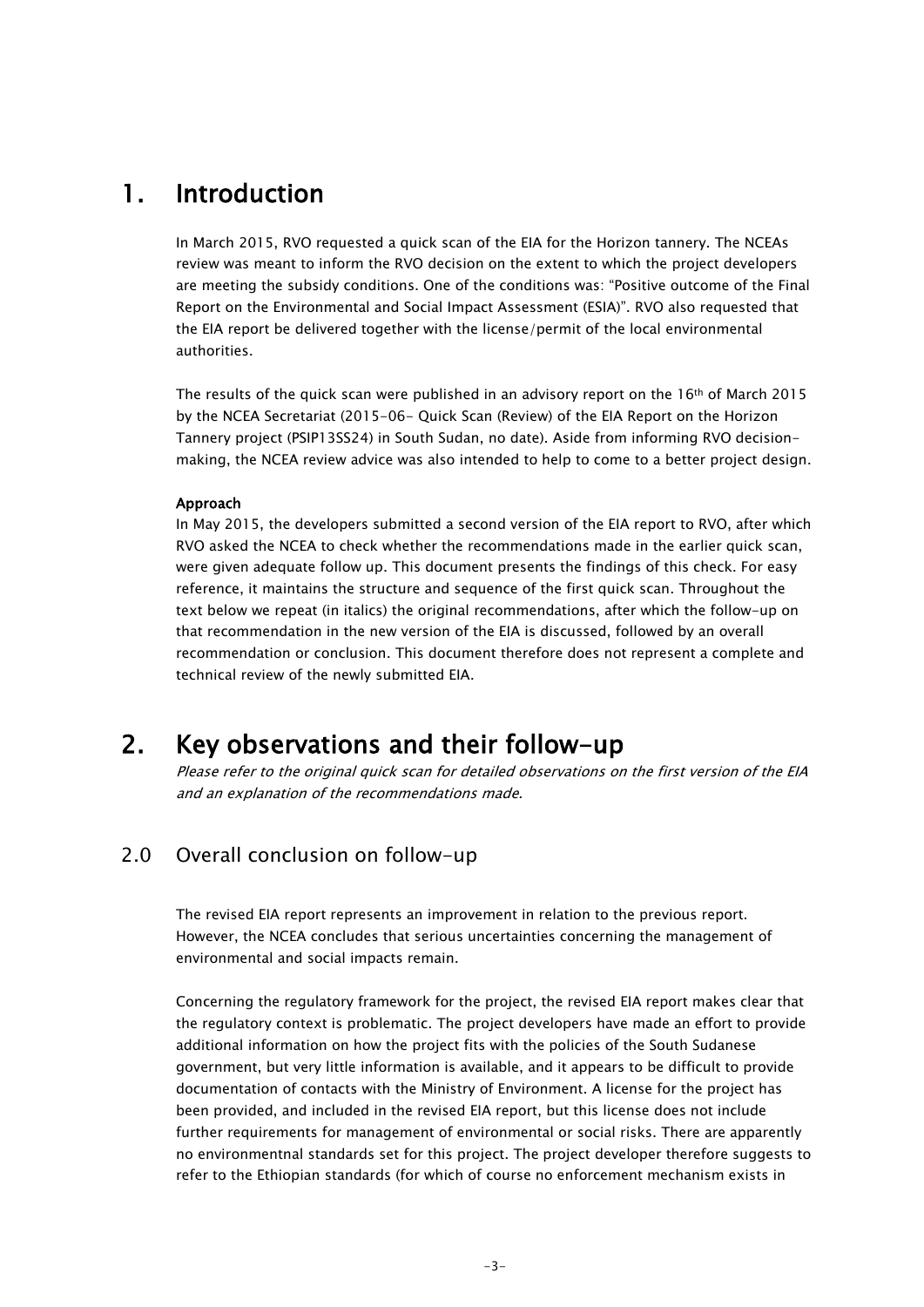# 1. Introduction

In March 2015, RVO requested a quick scan of the EIA for the Horizon tannery. The NCEAs review was meant to inform the RVO decision on the extent to which the project developers are meeting the subsidy conditions. One of the conditions was: "Positive outcome of the Final Report on the Environmental and Social Impact Assessment (ESIA)". RVO also requested that the EIA report be delivered together with the license/permit of the local environmental authorities.

The results of the quick scan were published in an advisory report on the 16th of March 2015 by the NCEA Secretariat (2015-06- Quick Scan (Review) of the EIA Report on the Horizon Tannery project (PSIP13SS24) in South Sudan, no date). Aside from informing RVO decision-making, the NCEA review advice was also intended to help to come to a better project design.

**Approach**

In May 2015, the developers submitted a second version of the EIA report to RVO, after which RVO asked the NCEA to check whether the recommendations made in the earlier quick scan, were given adequate follow up. This document presents the findings of this check. For easy reference, it maintains the structure and sequence of the first quick scan. Throughout the text below we repeat (in italics) the original recommendations, after which the follow-up on that recommendation in the new version of the EIA is discussed, followed by an overall recommendation or conclusion. This document therefore does not represent a complete and technical review of the newly submitted EIA.

# 2. Key observations and their follow-up

*Please refer to the original quick scan for detailed observations on the first version of the EIA and an explanation of the recommendations made.*

## 2.0 Overall conclusion on follow-up

The revised EIA report represents an improvement in relation to the previous report. However, the NCEA concludes that serious uncertainties concerning the management of environmental and social impacts remain.

Concerning the regulatory framework for the project, the revised EIA report makes clear that the regulatory context is problematic. The project developers have made an effort to provide additional information on how the project fits with the policies of the South Sudanese government, but very little information is available, and it appears to be difficult to provide documentation of contacts with the Ministry of Environment. A license for the project has been provided, and included in the revised EIA report, but this license does not include further requirements for management of environmental or social risks. There are apparently no environmentnal standards set for this project. The project developer therefore suggests to refer to the Ethiopian standards (for which of course no enforcement mechanism exists in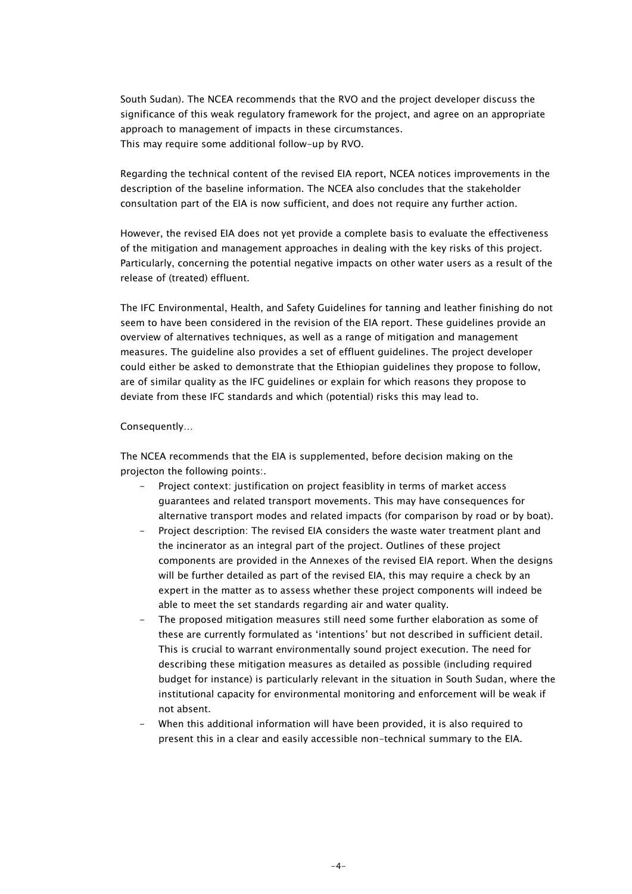South Sudan). The NCEA recommends that the RVO and the project developer discuss the significance of this weak regulatory framework for the project, and agree on an appropriate approach to management of impacts in these circumstances.
This may require some additional follow-up by RVO.

Regarding the technical content of the revised EIA report, NCEA notices improvements in the description of the baseline information. The NCEA also concludes that the stakeholder consultation part of the EIA is now sufficient, and does not require any further action.

However, the revised EIA does not yet provide a complete basis to evaluate the effectiveness of the mitigation and management approaches in dealing with the key risks of this project. Particularly, concerning the potential negative impacts on other water users as a result of the release of (treated) effluent.

The IFC Environmental, Health, and Safety Guidelines for tanning and leather finishing do not seem to have been considered in the revision of the EIA report. These guidelines provide an overview of alternatives techniques, as well as a range of mitigation and management measures. The guideline also provides a set of effluent guidelines. The project developer could either be asked to demonstrate that the Ethiopian guidelines they propose to follow, are of similar quality as the IFC guidelines or explain for which reasons they propose to deviate from these IFC standards and which (potential) risks this may lead to.

Consequently...

The NCEA recommends that the EIA is supplemented, before decision making on the projecton the following points:.

- Project context: justification on project feasiblity in terms of market access guarantees and related transport movements. This may have consequences for alternative transport modes and related impacts (for comparison by road or by boat).
- Project description: The revised EIA considers the waste water treatment plant and the incinerator as an integral part of the project. Outlines of these project components are provided in the Annexes of the revised EIA report. When the designs will be further detailed as part of the revised EIA, this may require a check by an expert in the matter as to assess whether these project components will indeed be able to meet the set standards regarding air and water quality.
- The proposed mitigation measures still need some further elaboration as some of these are currently formulated as 'intentions' but not described in sufficient detail. This is crucial to warrant environmentally sound project execution. The need for describing these mitigation measures as detailed as possible (including required budget for instance) is particularly relevant in the situation in South Sudan, where the institutional capacity for environmental monitoring and enforcement will be weak if not absent.
- When this additional information will have been provided, it is also required to present this in a clear and easily accessible non-technical summary to the EIA.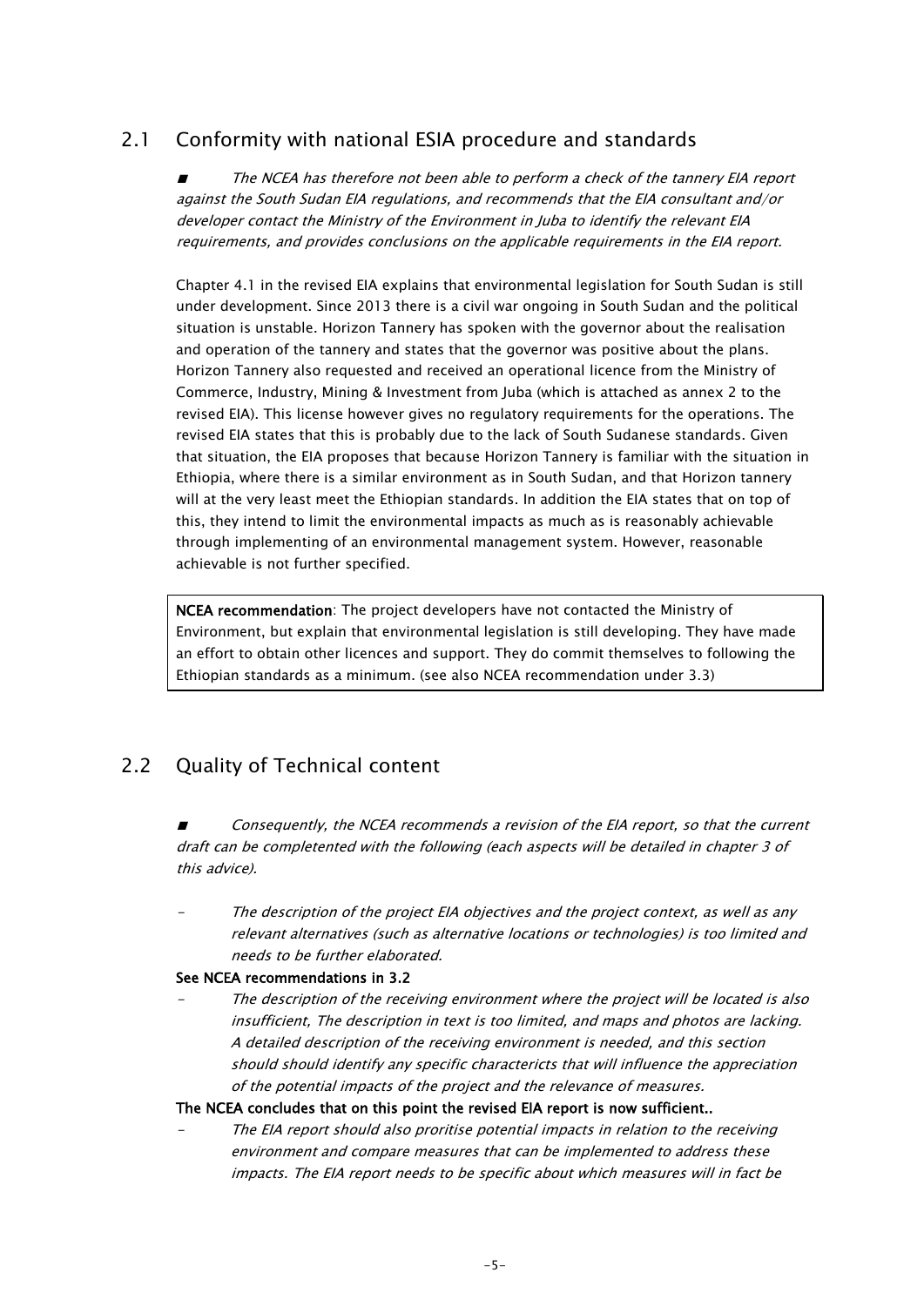## 2.1 Conformity with national ESIA procedure and standards

- *The NCEA has therefore not been able to perform a check of the tannery EIA report against the South Sudan EIA regulations, and recommends that the EIA consultant and/or developer contact the Ministry of the Environment in Juba to identify the relevant EIA requirements, and provides conclusions on the applicable requirements in the EIA report.*

Chapter 4.1 in the revised EIA explains that environmental legislation for South Sudan is still under development. Since 2013 there is a civil war ongoing in South Sudan and the political situation is unstable. Horizon Tannery has spoken with the governor about the realisation and operation of the tannery and states that the governor was positive about the plans. Horizon Tannery also requested and received an operational licence from the Ministry of Commerce, Industry, Mining & Investment from Juba (which is attached as annex 2 to the revised EIA). This license however gives no regulatory requirements for the operations. The revised EIA states that this is probably due to the lack of South Sudanese standards. Given that situation, the EIA proposes that because Horizon Tannery is familiar with the situation in Ethiopia, where there is a similar environment as in South Sudan, and that Horizon tannery will at the very least meet the Ethiopian standards. In addition the EIA states that on top of this, they intend to limit the environmental impacts as much as is reasonably achievable through implementing of an environmental management system. However, reasonable achievable is not further specified.

> **NCEA recommendation**: The project developers have not contacted the Ministry of Environment, but explain that environmental legislation is still developing. They have made an effort to obtain other licences and support. They do commit themselves to following the Ethiopian standards as a minimum. (see also NCEA recommendation under 3.3)

## 2.2 Quality of Technical content

- *Consequently, the NCEA recommends a revision of the EIA report, so that the current draft can be completented with the following (each aspects will be detailed in chapter 3 of this advice).*

- *The description of the project EIA objectives and the project context, as well as any relevant alternatives (such as alternative locations or technologies) is too limited and needs to be further elaborated.*

**See NCEA recommendations in 3.2**

- *The description of the receiving environment where the project will be located is also insufficient, The description in text is too limited, and maps and photos are lacking. A detailed description of the receiving environment is needed, and this section should should identify any specific charactericts that will influence the appreciation of the potential impacts of the project and the relevance of measures.*

**The NCEA concludes that on this point the revised EIA report is now sufficient..**

- *The EIA report should also proritise potential impacts in relation to the receiving environment and compare measures that can be implemented to address these impacts. The EIA report needs to be specific about which measures will in fact be*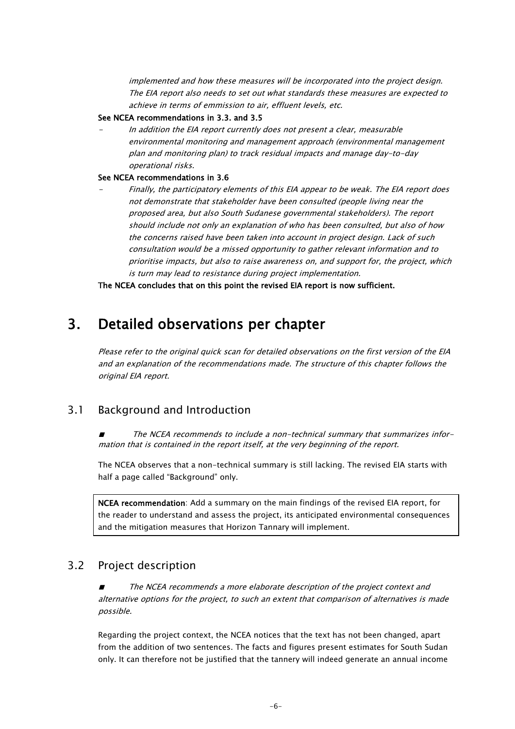*implemented and how these measures will be incorporated into the project design. The EIA report also needs to set out what standards these measures are expected to achieve in terms of emmission to air, effluent levels, etc.*

**See NCEA recommendations in 3.3. and 3.5**

- *In addition the EIA report currently does not present a clear, measurable environmental monitoring and management approach (environmental management plan and monitoring plan) to track residual impacts and manage day-to-day operational risks.*

**See NCEA recommendations in 3.6**

- *Finally, the participatory elements of this EIA appear to be weak. The EIA report does not demonstrate that stakeholder have been consulted (people living near the proposed area, but also South Sudanese governmental stakeholders). The report should include not only an explanation of who has been consulted, but also of how the concerns raised have been taken into account in project design. Lack of such consultation would be a missed opportunity to gather relevant information and to prioritise impacts, but also to raise awareness on, and support for, the project, which is turn may lead to resistance during project implementation.*

**The NCEA concludes that on this point the revised EIA report is now sufficient.**

# 3. Detailed observations per chapter

*Please refer to the original quick scan for detailed observations on the first version of the EIA and an explanation of the recommendations made. The structure of this chapter follows the original EIA report.*

## 3.1 Background and Introduction

■ *The NCEA recommends to include a non-technical summary that summarizes information that is contained in the report itself, at the very beginning of the report.*

The NCEA observes that a non-technical summary is still lacking. The revised EIA starts with half a page called "Background" only.

**NCEA recommendation**: Add a summary on the main findings of the revised EIA report, for the reader to understand and assess the project, its anticipated environmental consequences and the mitigation measures that Horizon Tannary will implement.

## 3.2 Project description

■ *The NCEA recommends a more elaborate description of the project context and alternative options for the project, to such an extent that comparison of alternatives is made possible.*

Regarding the project context, the NCEA notices that the text has not been changed, apart from the addition of two sentences. The facts and figures present estimates for South Sudan only. It can therefore not be justified that the tannery will indeed generate an annual income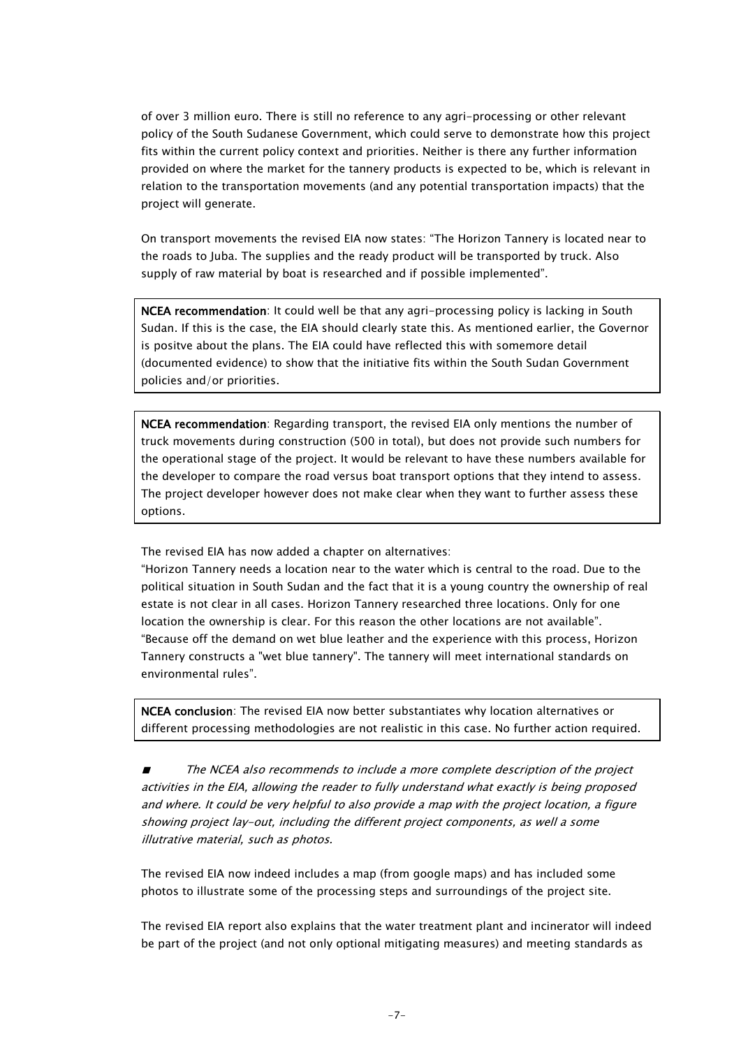of over 3 million euro. There is still no reference to any agri-processing or other relevant policy of the South Sudanese Government, which could serve to demonstrate how this project fits within the current policy context and priorities. Neither is there any further information provided on where the market for the tannery products is expected to be, which is relevant in relation to the transportation movements (and any potential transportation impacts) that the project will generate.

On transport movements the revised EIA now states: "The Horizon Tannery is located near to the roads to Juba. The supplies and the ready product will be transported by truck. Also supply of raw material by boat is researched and if possible implemented".

**NCEA recommendation**: It could well be that any agri-processing policy is lacking in South Sudan. If this is the case, the EIA should clearly state this. As mentioned earlier, the Governor is positve about the plans. The EIA could have reflected this with somemore detail (documented evidence) to show that the initiative fits within the South Sudan Government policies and/or priorities.

**NCEA recommendation**: Regarding transport, the revised EIA only mentions the number of truck movements during construction (500 in total), but does not provide such numbers for the operational stage of the project. It would be relevant to have these numbers available for the developer to compare the road versus boat transport options that they intend to assess. The project developer however does not make clear when they want to further assess these options.

The revised EIA has now added a chapter on alternatives:
"Horizon Tannery needs a location near to the water which is central to the road. Due to the political situation in South Sudan and the fact that it is a young country the ownership of real estate is not clear in all cases. Horizon Tannery researched three locations. Only for one location the ownership is clear. For this reason the other locations are not available".
"Because off the demand on wet blue leather and the experience with this process, Horizon Tannery constructs a "wet blue tannery". The tannery will meet international standards on environmental rules".

**NCEA conclusion**: The revised EIA now better substantiates why location alternatives or different processing methodologies are not realistic in this case. No further action required.

- *The NCEA also recommends to include a more complete description of the project activities in the EIA, allowing the reader to fully understand what exactly is being proposed and where. It could be very helpful to also provide a map with the project location, a figure showing project lay-out, including the different project components, as well a some illutrative material, such as photos.*

The revised EIA now indeed includes a map (from google maps) and has included some photos to illustrate some of the processing steps and surroundings of the project site.

The revised EIA report also explains that the water treatment plant and incinerator will indeed be part of the project (and not only optional mitigating measures) and meeting standards as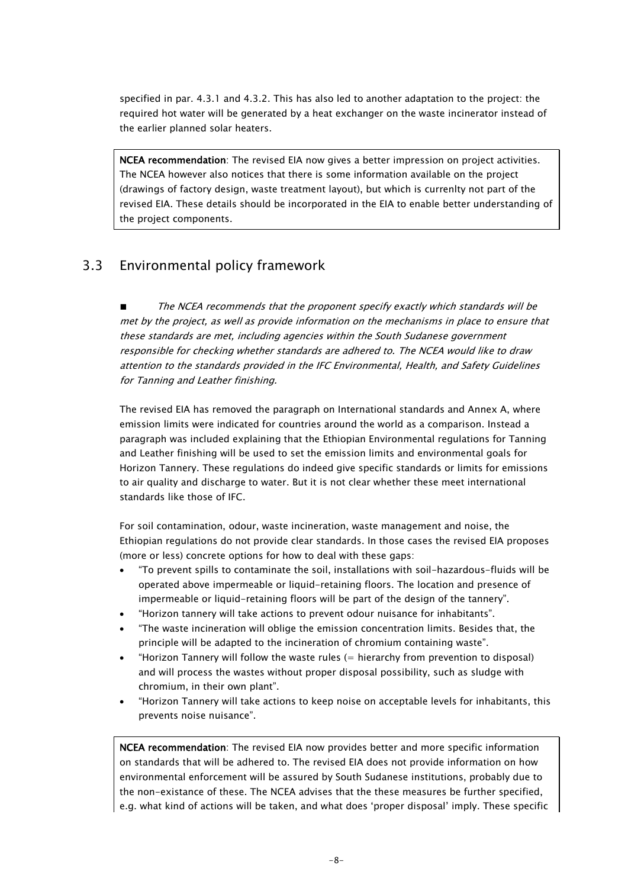specified in par. 4.3.1 and 4.3.2. This has also led to another adaptation to the project: the required hot water will be generated by a heat exchanger on the waste incinerator instead of the earlier planned solar heaters.

> **NCEA recommendation**: The revised EIA now gives a better impression on project activities. The NCEA however also notices that there is some information available on the project (drawings of factory design, waste treatment layout), but which is currenlty not part of the revised EIA. These details should be incorporated in the EIA to enable better understanding of the project components.

## 3.3 Environmental policy framework

■ *The NCEA recommends that the proponent specify exactly which standards will be met by the project, as well as provide information on the mechanisms in place to ensure that these standards are met, including agencies within the South Sudanese government responsible for checking whether standards are adhered to. The NCEA would like to draw attention to the standards provided in the IFC Environmental, Health, and Safety Guidelines for Tanning and Leather finishing.*

The revised EIA has removed the paragraph on International standards and Annex A, where emission limits were indicated for countries around the world as a comparison. Instead a paragraph was included explaining that the Ethiopian Environmental regulations for Tanning and Leather finishing will be used to set the emission limits and environmental goals for Horizon Tannery. These regulations do indeed give specific standards or limits for emissions to air quality and discharge to water. But it is not clear whether these meet international standards like those of IFC.

For soil contamination, odour, waste incineration, waste management and noise, the Ethiopian regulations do not provide clear standards. In those cases the revised EIA proposes (more or less) concrete options for how to deal with these gaps:

- "To prevent spills to contaminate the soil, installations with soil-hazardous-fluids will be operated above impermeable or liquid-retaining floors. The location and presence of impermeable or liquid-retaining floors will be part of the design of the tannery".
- "Horizon tannery will take actions to prevent odour nuisance for inhabitants".
- "The waste incineration will oblige the emission concentration limits. Besides that, the principle will be adapted to the incineration of chromium containing waste".
- "Horizon Tannery will follow the waste rules (= hierarchy from prevention to disposal) and will process the wastes without proper disposal possibility, such as sludge with chromium, in their own plant".
- "Horizon Tannery will take actions to keep noise on acceptable levels for inhabitants, this prevents noise nuisance".

> **NCEA recommendation**: The revised EIA now provides better and more specific information on standards that will be adhered to. The revised EIA does not provide information on how environmental enforcement will be assured by South Sudanese institutions, probably due to the non-existance of these. The NCEA advises that the these measures be further specified, e.g. what kind of actions will be taken, and what does 'proper disposal' imply. These specific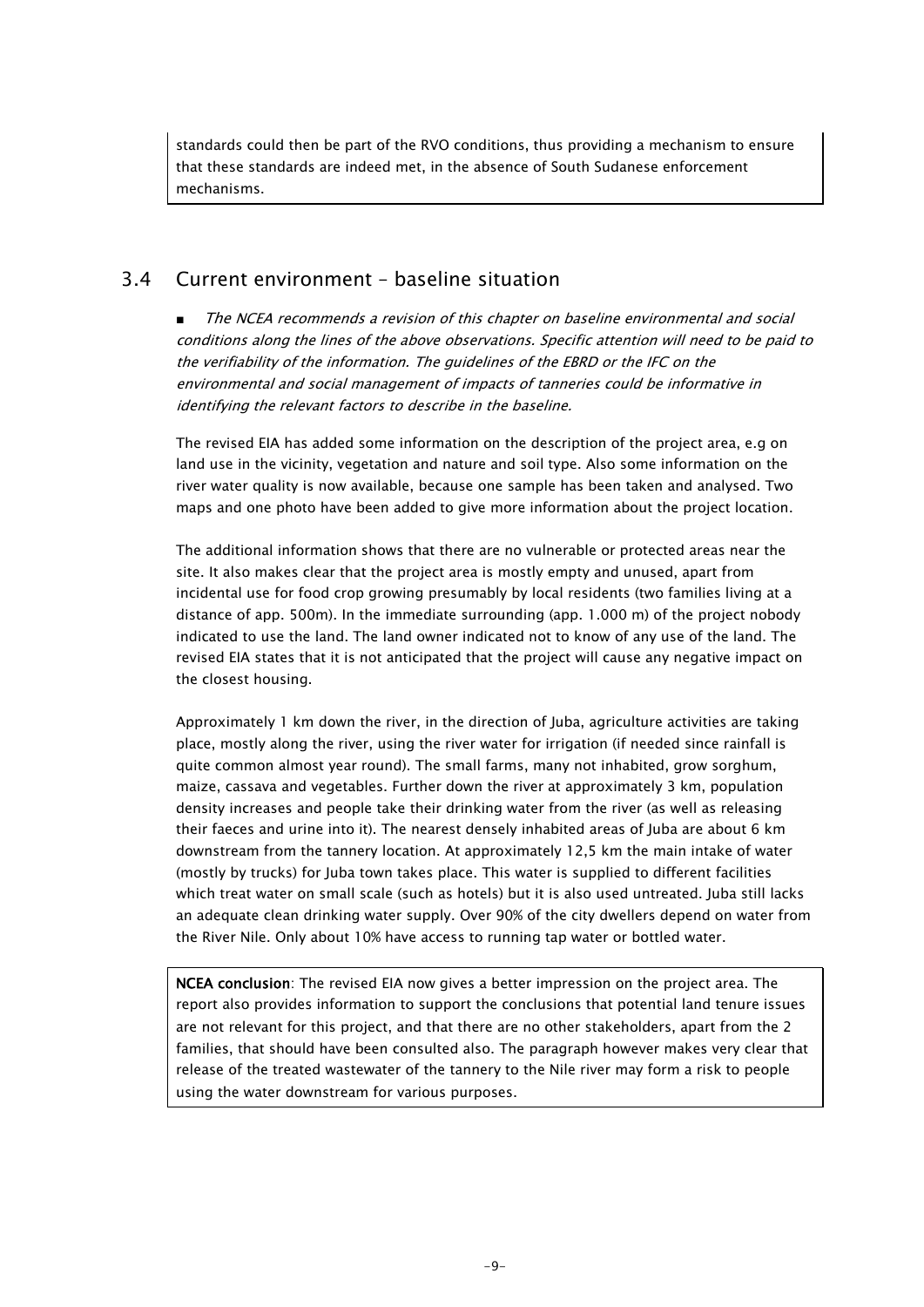standards could then be part of the RVO conditions, thus providing a mechanism to ensure that these standards are indeed met, in the absence of South Sudanese enforcement mechanisms.

## 3.4 Current environment – baseline situation

- *The NCEA recommends a revision of this chapter on baseline environmental and social conditions along the lines of the above observations. Specific attention will need to be paid to the verifiability of the information. The guidelines of the EBRD or the IFC on the environmental and social management of impacts of tanneries could be informative in identifying the relevant factors to describe in the baseline.*

The revised EIA has added some information on the description of the project area, e.g on land use in the vicinity, vegetation and nature and soil type. Also some information on the river water quality is now available, because one sample has been taken and analysed. Two maps and one photo have been added to give more information about the project location.

The additional information shows that there are no vulnerable or protected areas near the site. It also makes clear that the project area is mostly empty and unused, apart from incidental use for food crop growing presumably by local residents (two families living at a distance of app. 500m). In the immediate surrounding (app. 1.000 m) of the project nobody indicated to use the land. The land owner indicated not to know of any use of the land. The revised EIA states that it is not anticipated that the project will cause any negative impact on the closest housing.

Approximately 1 km down the river, in the direction of Juba, agriculture activities are taking place, mostly along the river, using the river water for irrigation (if needed since rainfall is quite common almost year round). The small farms, many not inhabited, grow sorghum, maize, cassava and vegetables. Further down the river at approximately 3 km, population density increases and people take their drinking water from the river (as well as releasing their faeces and urine into it). The nearest densely inhabited areas of Juba are about 6 km downstream from the tannery location. At approximately 12,5 km the main intake of water (mostly by trucks) for Juba town takes place. This water is supplied to different facilities which treat water on small scale (such as hotels) but it is also used untreated. Juba still lacks an adequate clean drinking water supply. Over 90% of the city dwellers depend on water from the River Nile. Only about 10% have access to running tap water or bottled water.

**NCEA conclusion**: The revised EIA now gives a better impression on the project area. The report also provides information to support the conclusions that potential land tenure issues are not relevant for this project, and that there are no other stakeholders, apart from the 2 families, that should have been consulted also. The paragraph however makes very clear that release of the treated wastewater of the tannery to the Nile river may form a risk to people using the water downstream for various purposes.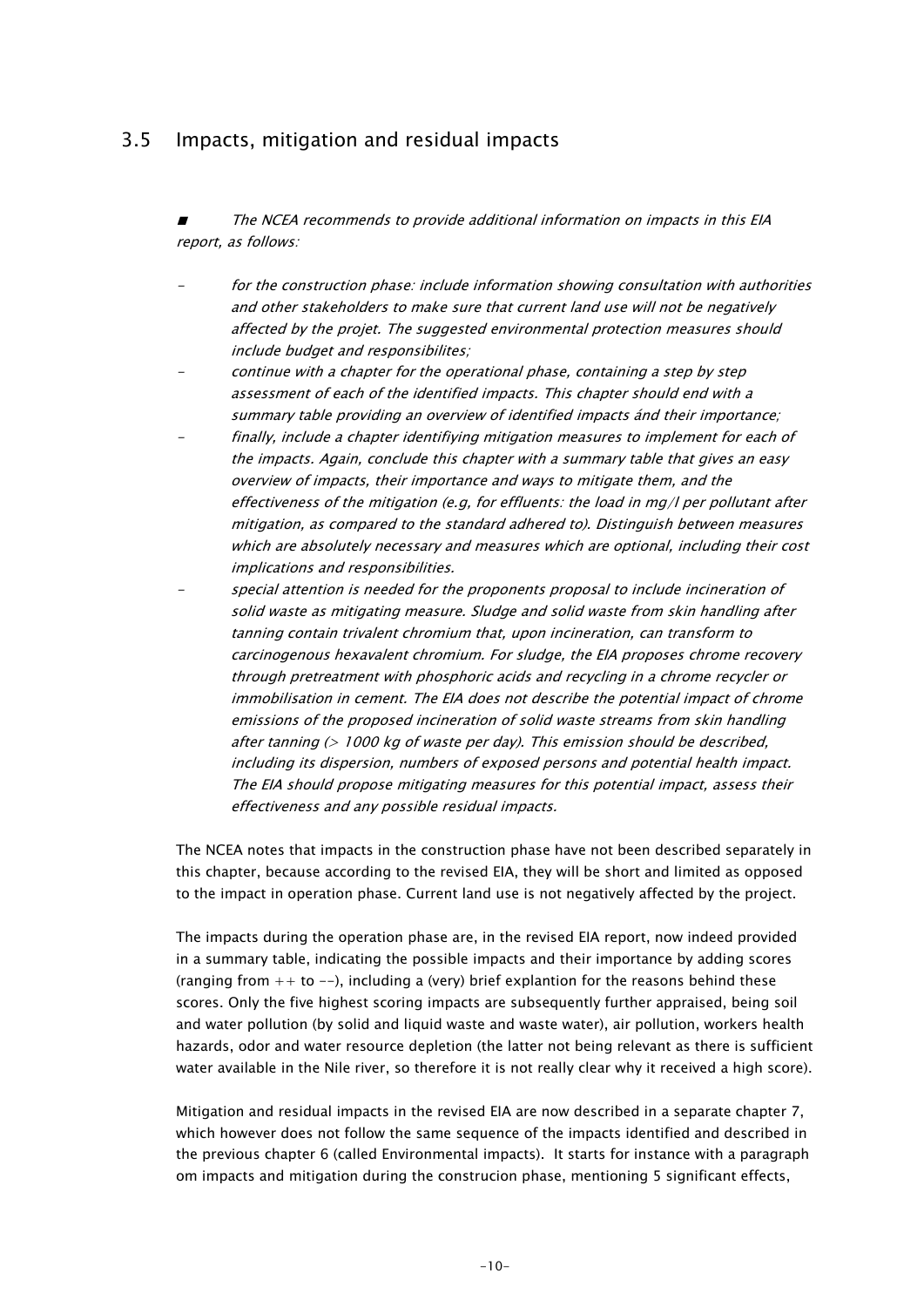## 3.5 Impacts, mitigation and residual impacts

■ *The NCEA recommends to provide additional information on impacts in this EIA report, as follows:*

- *for the construction phase: include information showing consultation with authorities and other stakeholders to make sure that current land use will not be negatively affected by the projet. The suggested environmental protection measures should include budget and responsibilites;*
- *continue with a chapter for the operational phase, containing a step by step assessment of each of the identified impacts. This chapter should end with a summary table providing an overview of identified impacts ánd their importance;*
- *finally, include a chapter identifiying mitigation measures to implement for each of the impacts. Again, conclude this chapter with a summary table that gives an easy overview of impacts, their importance and ways to mitigate them, and the effectiveness of the mitigation (e.g, for effluents: the load in mg/l per pollutant after mitigation, as compared to the standard adhered to). Distinguish between measures which are absolutely necessary and measures which are optional, including their cost implications and responsibilities.*
- *special attention is needed for the proponents proposal to include incineration of solid waste as mitigating measure. Sludge and solid waste from skin handling after tanning contain trivalent chromium that, upon incineration, can transform to carcinogenous hexavalent chromium. For sludge, the EIA proposes chrome recovery through pretreatment with phosphoric acids and recycling in a chrome recycler or immobilisation in cement. The EIA does not describe the potential impact of chrome emissions of the proposed incineration of solid waste streams from skin handling after tanning (> 1000 kg of waste per day). This emission should be described, including its dispersion, numbers of exposed persons and potential health impact. The EIA should propose mitigating measures for this potential impact, assess their effectiveness and any possible residual impacts.*

The NCEA notes that impacts in the construction phase have not been described separately in this chapter, because according to the revised EIA, they will be short and limited as opposed to the impact in operation phase. Current land use is not negatively affected by the project.

The impacts during the operation phase are, in the revised EIA report, now indeed provided in a summary table, indicating the possible impacts and their importance by adding scores (ranging from ++ to --), including a (very) brief explantion for the reasons behind these scores. Only the five highest scoring impacts are subsequently further appraised, being soil and water pollution (by solid and liquid waste and waste water), air pollution, workers health hazards, odor and water resource depletion (the latter not being relevant as there is sufficient water available in the Nile river, so therefore it is not really clear why it received a high score).

Mitigation and residual impacts in the revised EIA are now described in a separate chapter 7, which however does not follow the same sequence of the impacts identified and described in the previous chapter 6 (called Environmental impacts). It starts for instance with a paragraph om impacts and mitigation during the construcion phase, mentioning 5 significant effects,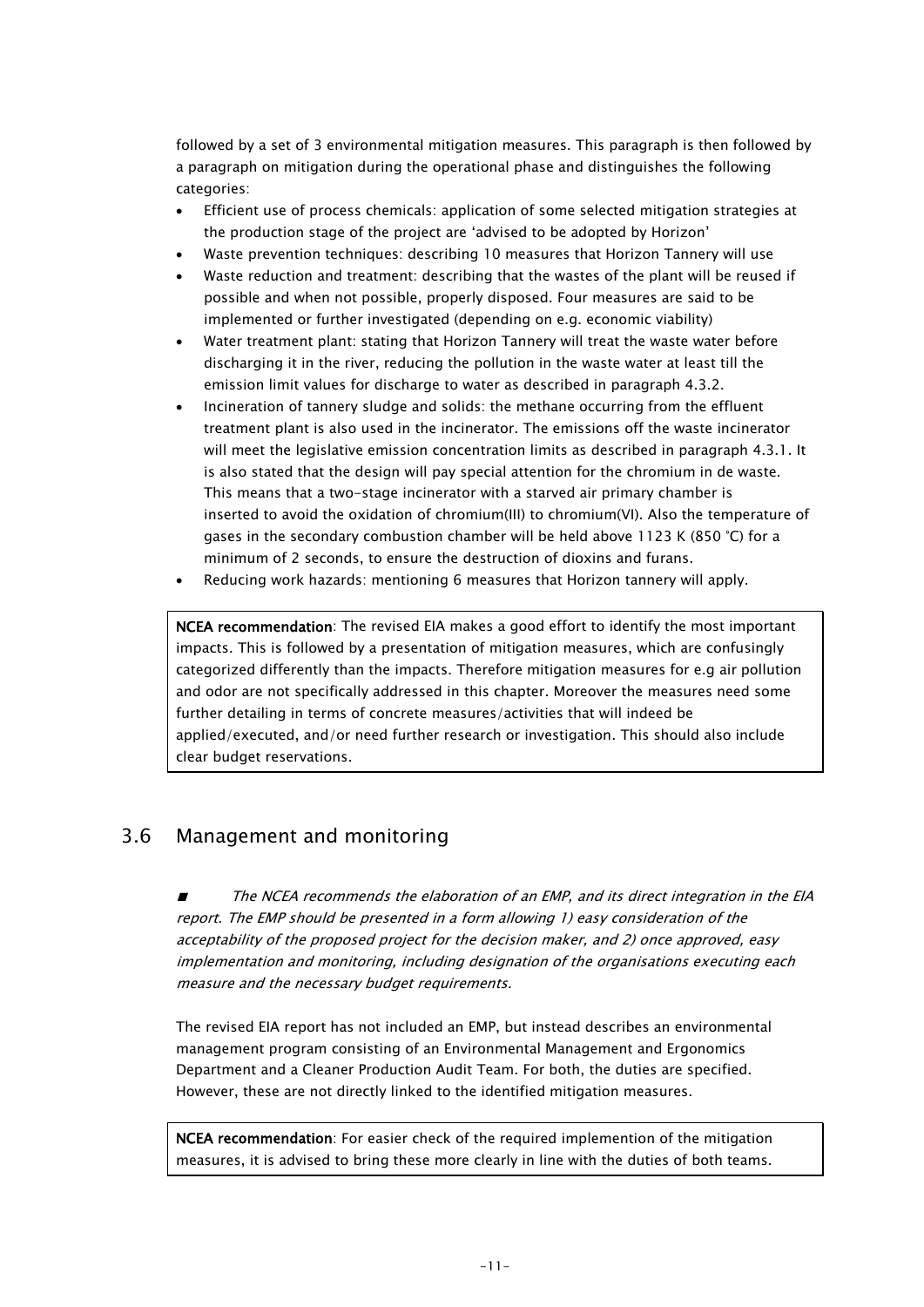followed by a set of 3 environmental mitigation measures. This paragraph is then followed by a paragraph on mitigation during the operational phase and distinguishes the following categories:

- Efficient use of process chemicals: application of some selected mitigation strategies at the production stage of the project are 'advised to be adopted by Horizon'
- Waste prevention techniques: describing 10 measures that Horizon Tannery will use
- Waste reduction and treatment: describing that the wastes of the plant will be reused if possible and when not possible, properly disposed. Four measures are said to be implemented or further investigated (depending on e.g. economic viability)
- Water treatment plant: stating that Horizon Tannery will treat the waste water before discharging it in the river, reducing the pollution in the waste water at least till the emission limit values for discharge to water as described in paragraph 4.3.2.
- Incineration of tannery sludge and solids: the methane occurring from the effluent treatment plant is also used in the incinerator. The emissions off the waste incinerator will meet the legislative emission concentration limits as described in paragraph 4.3.1. It is also stated that the design will pay special attention for the chromium in de waste. This means that a two-stage incinerator with a starved air primary chamber is inserted to avoid the oxidation of chromium(III) to chromium(VI). Also the temperature of gases in the secondary combustion chamber will be held above 1123 K (850 °C) for a minimum of 2 seconds, to ensure the destruction of dioxins and furans.
- Reducing work hazards: mentioning 6 measures that Horizon tannery will apply.

> **NCEA recommendation**: The revised EIA makes a good effort to identify the most important impacts. This is followed by a presentation of mitigation measures, which are confusingly categorized differently than the impacts. Therefore mitigation measures for e.g air pollution and odor are not specifically addressed in this chapter. Moreover the measures need some further detailing in terms of concrete measures/activities that will indeed be applied/executed, and/or need further research or investigation. This should also include clear budget reservations.

## 3.6 Management and monitoring

■ *The NCEA recommends the elaboration of an EMP, and its direct integration in the EIA report. The EMP should be presented in a form allowing 1) easy consideration of the acceptability of the proposed project for the decision maker, and 2) once approved, easy implementation and monitoring, including designation of the organisations executing each measure and the necessary budget requirements.*

The revised EIA report has not included an EMP, but instead describes an environmental management program consisting of an Environmental Management and Ergonomics Department and a Cleaner Production Audit Team. For both, the duties are specified. However, these are not directly linked to the identified mitigation measures.

> **NCEA recommendation**: For easier check of the required implemention of the mitigation measures, it is advised to bring these more clearly in line with the duties of both teams.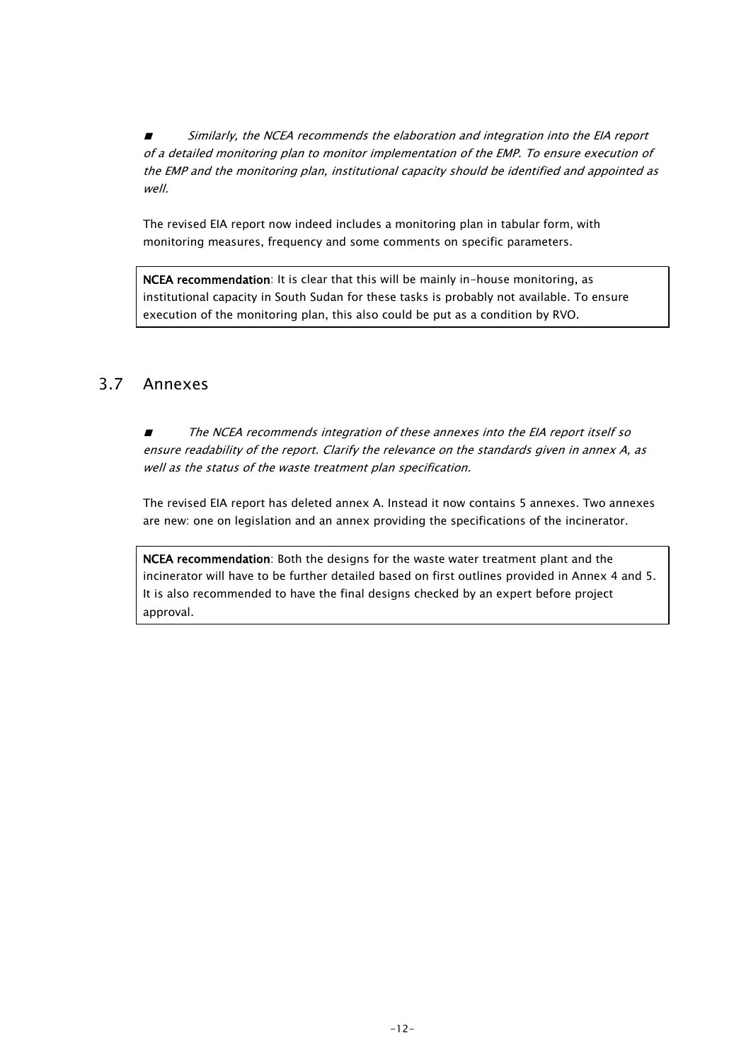- *Similarly, the NCEA recommends the elaboration and integration into the EIA report of a detailed monitoring plan to monitor implementation of the EMP. To ensure execution of the EMP and the monitoring plan, institutional capacity should be identified and appointed as well.*

The revised EIA report now indeed includes a monitoring plan in tabular form, with monitoring measures, frequency and some comments on specific parameters.

> **NCEA recommendation**: It is clear that this will be mainly in-house monitoring, as institutional capacity in South Sudan for these tasks is probably not available. To ensure execution of the monitoring plan, this also could be put as a condition by RVO.

## 3.7 Annexes

- *The NCEA recommends integration of these annexes into the EIA report itself so ensure readability of the report. Clarify the relevance on the standards given in annex A, as well as the status of the waste treatment plan specification.*

The revised EIA report has deleted annex A. Instead it now contains 5 annexes. Two annexes are new: one on legislation and an annex providing the specifications of the incinerator.

> **NCEA recommendation**: Both the designs for the waste water treatment plant and the incinerator will have to be further detailed based on first outlines provided in Annex 4 and 5. It is also recommended to have the final designs checked by an expert before project approval.